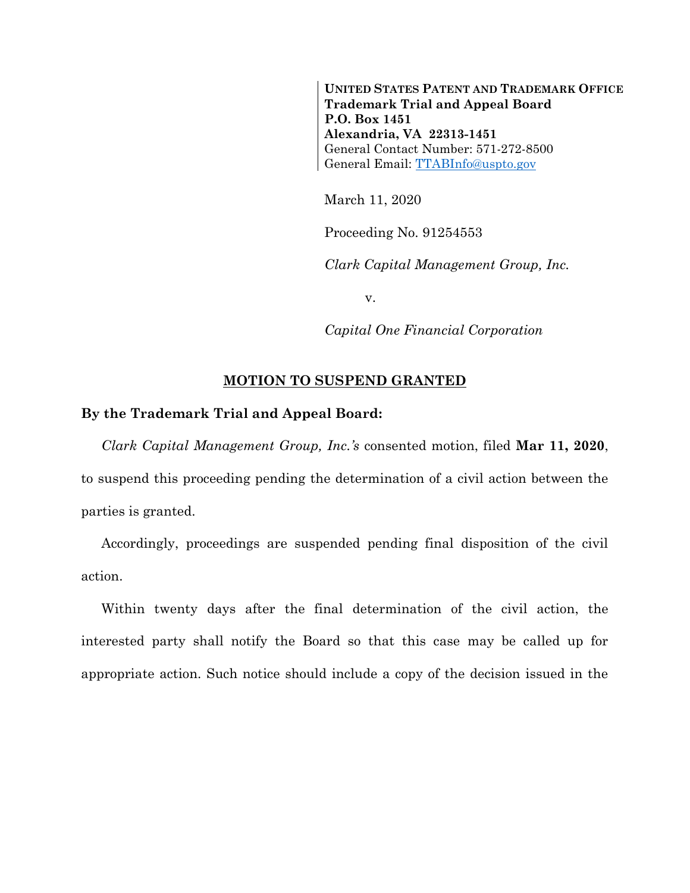**UNITED STATES PATENT AND TRADEMARK OFFICE**
**Trademark Trial and Appeal Board**
**P.O. Box 1451**
**Alexandria, VA 22313-1451**
General Contact Number: 571-272-8500
General Email: TTABInfo@uspto.gov

March 11, 2020

Proceeding No. 91254553

*Clark Capital Management Group, Inc.*

v.

*Capital One Financial Corporation*

## MOTION TO SUSPEND GRANTED

**By the Trademark Trial and Appeal Board:**

*Clark Capital Management Group, Inc.'s* consented motion, filed **Mar 11, 2020**, to suspend this proceeding pending the determination of a civil action between the parties is granted.

Accordingly, proceedings are suspended pending final disposition of the civil action.

Within twenty days after the final determination of the civil action, the interested party shall notify the Board so that this case may be called up for appropriate action. Such notice should include a copy of the decision issued in the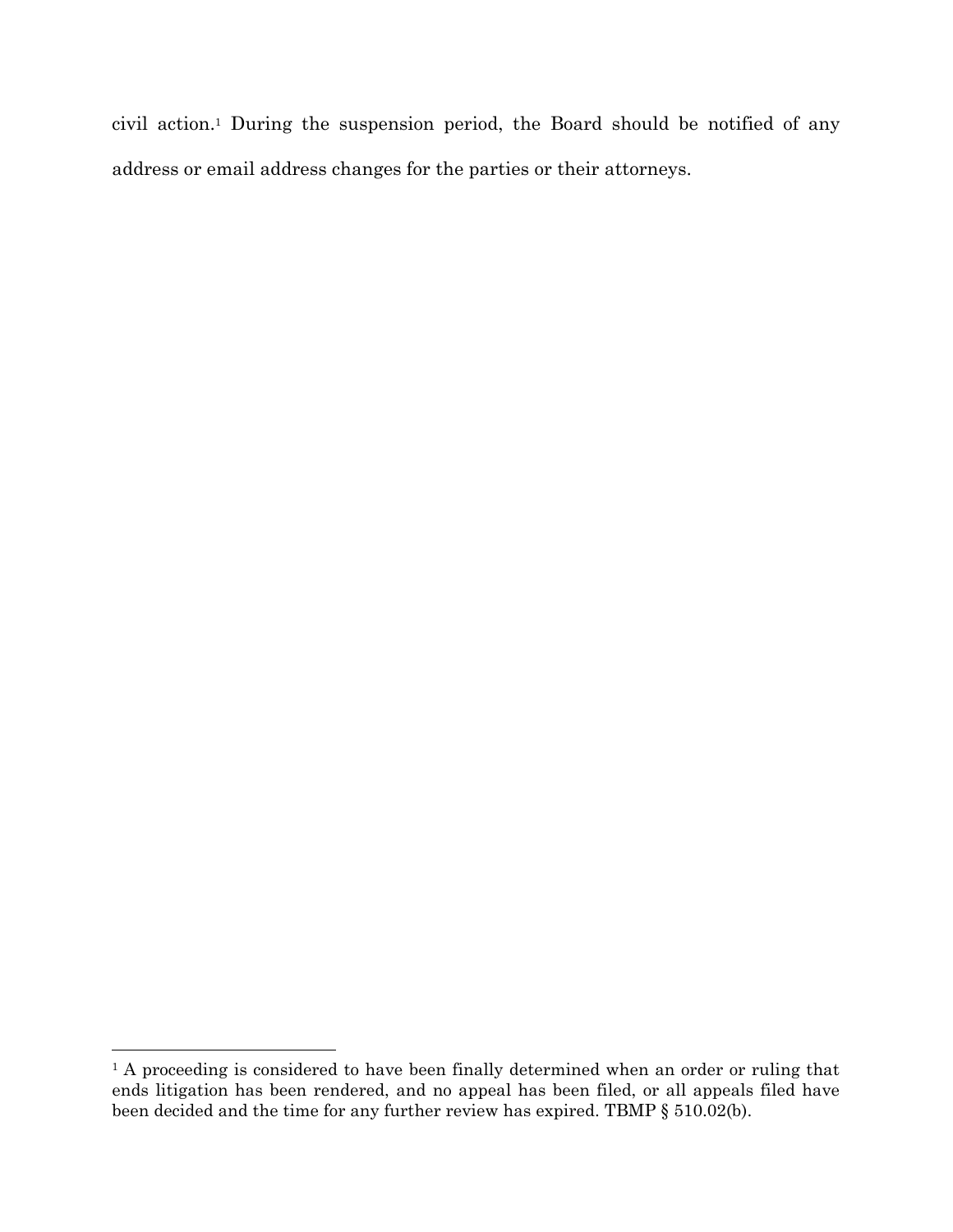civil action.[1] During the suspension period, the Board should be notified of any address or email address changes for the parties or their attorneys.

---

[1] A proceeding is considered to have been finally determined when an order or ruling that ends litigation has been rendered, and no appeal has been filed, or all appeals filed have been decided and the time for any further review has expired. TBMP § 510.02(b).